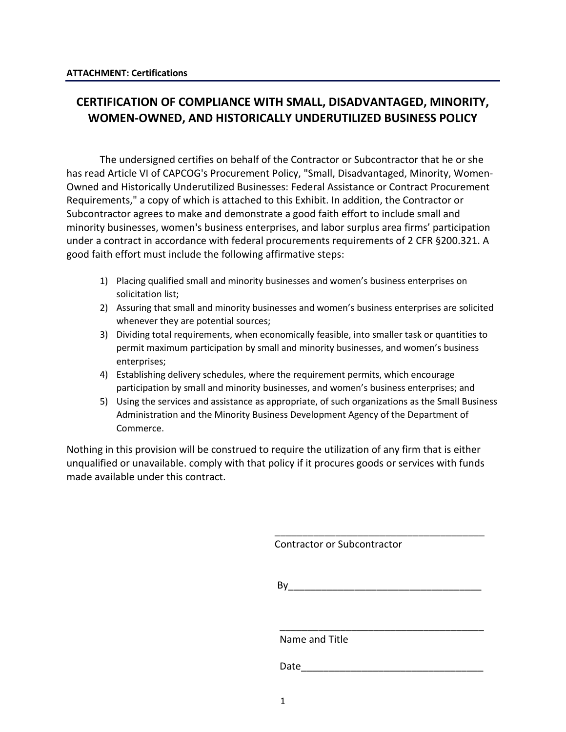**ATTACHMENT: Certifications**

# CERTIFICATION OF COMPLIANCE WITH SMALL, DISADVANTAGED, MINORITY, WOMEN-OWNED, AND HISTORICALLY UNDERUTILIZED BUSINESS POLICY

The undersigned certifies on behalf of the Contractor or Subcontractor that he or she has read Article VI of CAPCOG's Procurement Policy, "Small, Disadvantaged, Minority, Women-Owned and Historically Underutilized Businesses: Federal Assistance or Contract Procurement Requirements," a copy of which is attached to this Exhibit. In addition, the Contractor or Subcontractor agrees to make and demonstrate a good faith effort to include small and minority businesses, women's business enterprises, and labor surplus area firms' participation under a contract in accordance with federal procurements requirements of 2 CFR §200.321. A good faith effort must include the following affirmative steps:

1) Placing qualified small and minority businesses and women's business enterprises on solicitation list;
2) Assuring that small and minority businesses and women's business enterprises are solicited whenever they are potential sources;
3) Dividing total requirements, when economically feasible, into smaller task or quantities to permit maximum participation by small and minority businesses, and women's business enterprises;
4) Establishing delivery schedules, where the requirement permits, which encourage participation by small and minority businesses, and women's business enterprises; and
5) Using the services and assistance as appropriate, of such organizations as the Small Business Administration and the Minority Business Development Agency of the Department of Commerce.

Nothing in this provision will be construed to require the utilization of any firm that is either unqualified or unavailable. comply with that policy if it procures goods or services with funds made available under this contract.

_______________________________________
Contractor or Subcontractor

By___________________________________

_______________________________________
Name and Title

Date_________________________________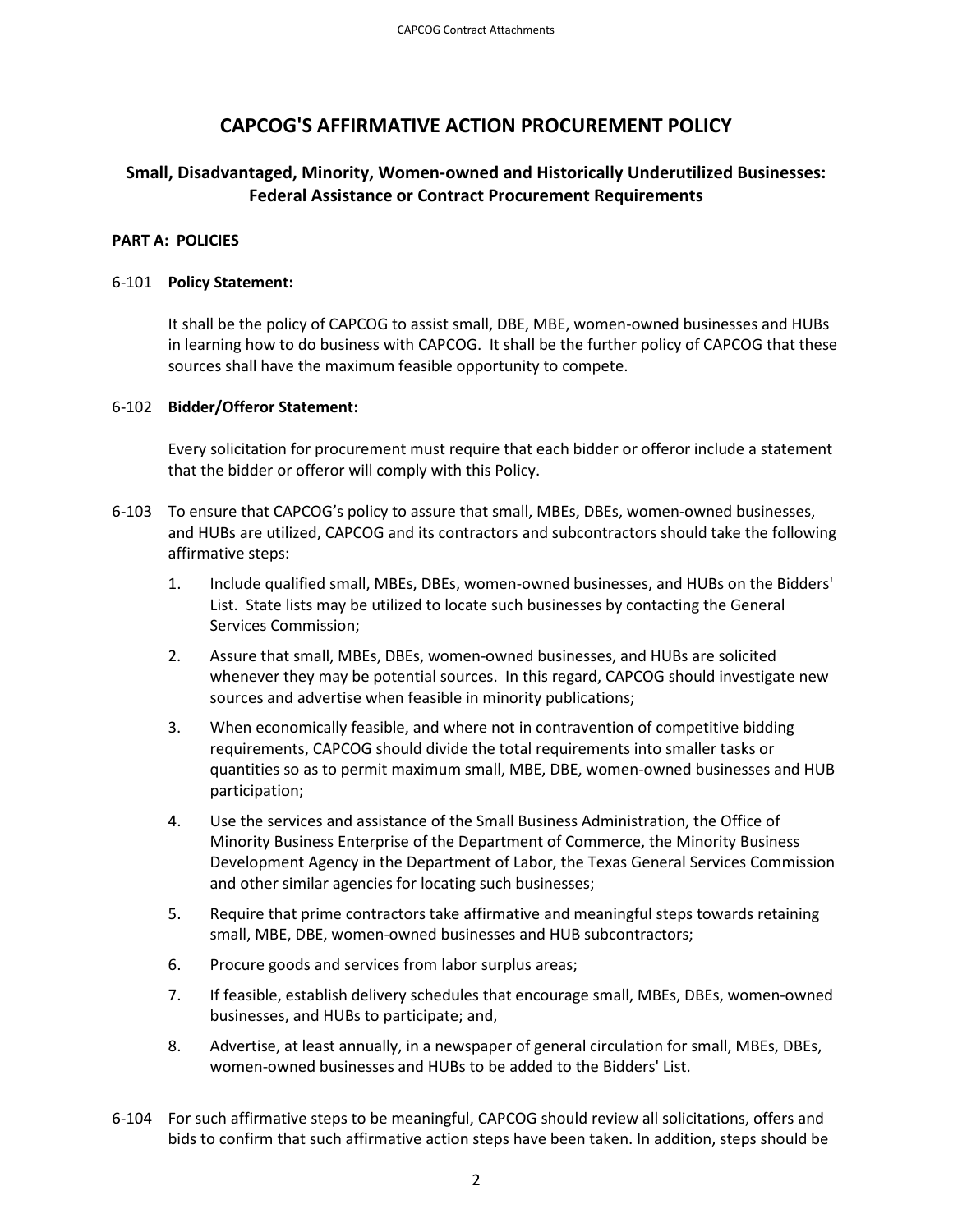# CAPCOG'S AFFIRMATIVE ACTION PROCUREMENT POLICY

## Small, Disadvantaged, Minority, Women-owned and Historically Underutilized Businesses: Federal Assistance or Contract Procurement Requirements

**PART A: POLICIES**

6-101 **Policy Statement:**

It shall be the policy of CAPCOG to assist small, DBE, MBE, women-owned businesses and HUBs in learning how to do business with CAPCOG. It shall be the further policy of CAPCOG that these sources shall have the maximum feasible opportunity to compete.

6-102 **Bidder/Offeror Statement:**

Every solicitation for procurement must require that each bidder or offeror include a statement that the bidder or offeror will comply with this Policy.

6-103 To ensure that CAPCOG's policy to assure that small, MBEs, DBEs, women-owned businesses, and HUBs are utilized, CAPCOG and its contractors and subcontractors should take the following affirmative steps:

1. Include qualified small, MBEs, DBEs, women-owned businesses, and HUBs on the Bidders' List. State lists may be utilized to locate such businesses by contacting the General Services Commission;
2. Assure that small, MBEs, DBEs, women-owned businesses, and HUBs are solicited whenever they may be potential sources. In this regard, CAPCOG should investigate new sources and advertise when feasible in minority publications;
3. When economically feasible, and where not in contravention of competitive bidding requirements, CAPCOG should divide the total requirements into smaller tasks or quantities so as to permit maximum small, MBE, DBE, women-owned businesses and HUB participation;
4. Use the services and assistance of the Small Business Administration, the Office of Minority Business Enterprise of the Department of Commerce, the Minority Business Development Agency in the Department of Labor, the Texas General Services Commission and other similar agencies for locating such businesses;
5. Require that prime contractors take affirmative and meaningful steps towards retaining small, MBE, DBE, women-owned businesses and HUB subcontractors;
6. Procure goods and services from labor surplus areas;
7. If feasible, establish delivery schedules that encourage small, MBEs, DBEs, women-owned businesses, and HUBs to participate; and,
8. Advertise, at least annually, in a newspaper of general circulation for small, MBEs, DBEs, women-owned businesses and HUBs to be added to the Bidders' List.

6-104 For such affirmative steps to be meaningful, CAPCOG should review all solicitations, offers and bids to confirm that such affirmative action steps have been taken. In addition, steps should be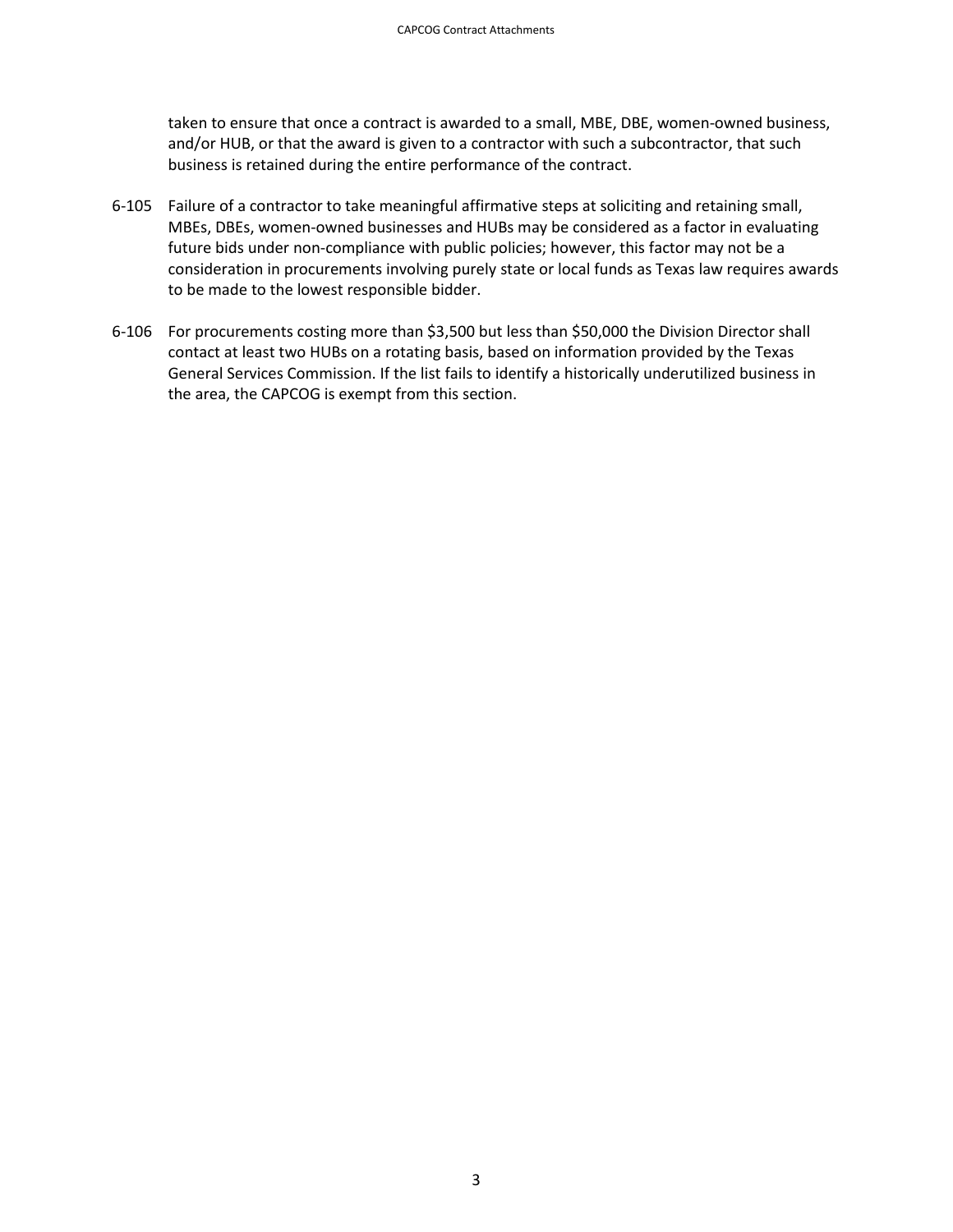taken to ensure that once a contract is awarded to a small, MBE, DBE, women-owned business, and/or HUB, or that the award is given to a contractor with such a subcontractor, that such business is retained during the entire performance of the contract.

6-105 Failure of a contractor to take meaningful affirmative steps at soliciting and retaining small, MBEs, DBEs, women-owned businesses and HUBs may be considered as a factor in evaluating future bids under non-compliance with public policies; however, this factor may not be a consideration in procurements involving purely state or local funds as Texas law requires awards to be made to the lowest responsible bidder.

6-106 For procurements costing more than $3,500 but less than $50,000 the Division Director shall contact at least two HUBs on a rotating basis, based on information provided by the Texas General Services Commission. If the list fails to identify a historically underutilized business in the area, the CAPCOG is exempt from this section.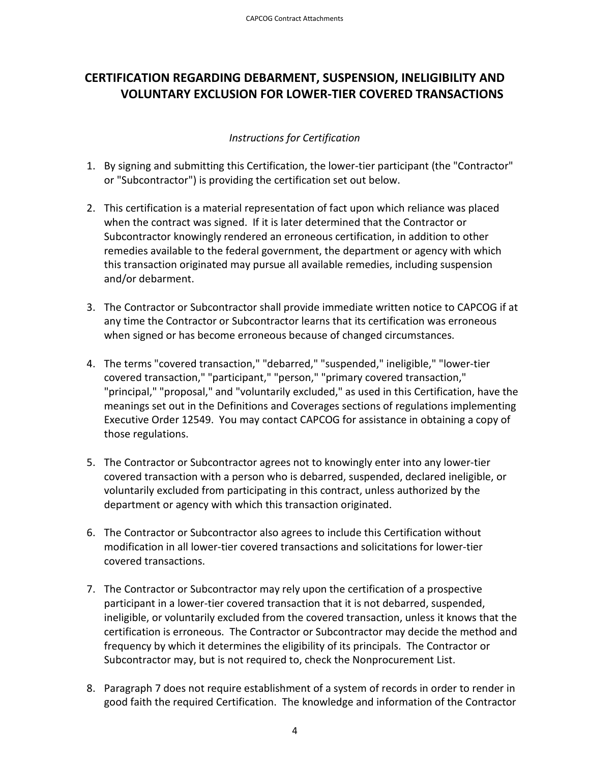# CERTIFICATION REGARDING DEBARMENT, SUSPENSION, INELIGIBILITY AND VOLUNTARY EXCLUSION FOR LOWER-TIER COVERED TRANSACTIONS

*Instructions for Certification*

1. By signing and submitting this Certification, the lower-tier participant (the "Contractor" or "Subcontractor") is providing the certification set out below.

2. This certification is a material representation of fact upon which reliance was placed when the contract was signed. If it is later determined that the Contractor or Subcontractor knowingly rendered an erroneous certification, in addition to other remedies available to the federal government, the department or agency with which this transaction originated may pursue all available remedies, including suspension and/or debarment.

3. The Contractor or Subcontractor shall provide immediate written notice to CAPCOG if at any time the Contractor or Subcontractor learns that its certification was erroneous when signed or has become erroneous because of changed circumstances.

4. The terms "covered transaction," "debarred," "suspended," ineligible," "lower-tier covered transaction," "participant," "person," "primary covered transaction," "principal," "proposal," and "voluntarily excluded," as used in this Certification, have the meanings set out in the Definitions and Coverages sections of regulations implementing Executive Order 12549. You may contact CAPCOG for assistance in obtaining a copy of those regulations.

5. The Contractor or Subcontractor agrees not to knowingly enter into any lower-tier covered transaction with a person who is debarred, suspended, declared ineligible, or voluntarily excluded from participating in this contract, unless authorized by the department or agency with which this transaction originated.

6. The Contractor or Subcontractor also agrees to include this Certification without modification in all lower-tier covered transactions and solicitations for lower-tier covered transactions.

7. The Contractor or Subcontractor may rely upon the certification of a prospective participant in a lower-tier covered transaction that it is not debarred, suspended, ineligible, or voluntarily excluded from the covered transaction, unless it knows that the certification is erroneous. The Contractor or Subcontractor may decide the method and frequency by which it determines the eligibility of its principals. The Contractor or Subcontractor may, but is not required to, check the Nonprocurement List.

8. Paragraph 7 does not require establishment of a system of records in order to render in good faith the required Certification. The knowledge and information of the Contractor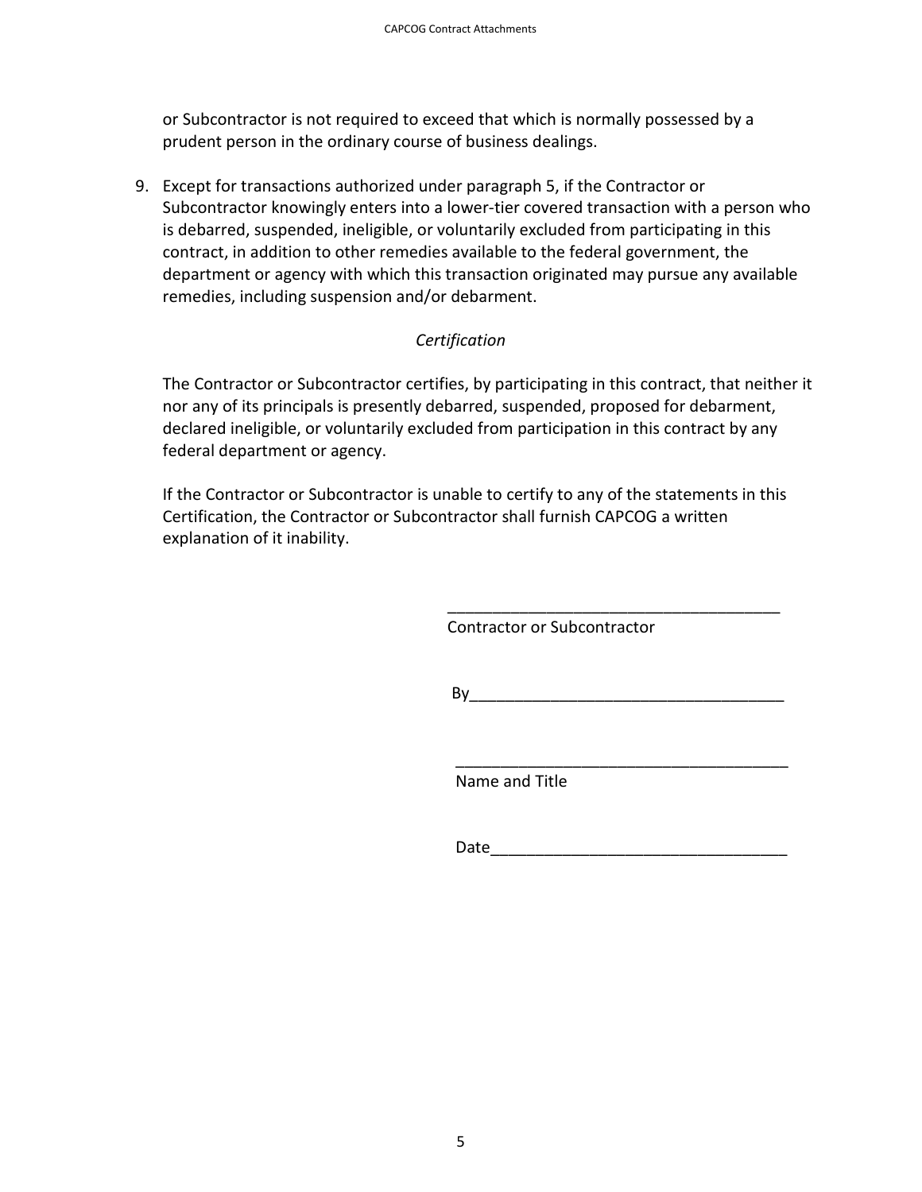or Subcontractor is not required to exceed that which is normally possessed by a prudent person in the ordinary course of business dealings.

9. Except for transactions authorized under paragraph 5, if the Contractor or Subcontractor knowingly enters into a lower-tier covered transaction with a person who is debarred, suspended, ineligible, or voluntarily excluded from participating in this contract, in addition to other remedies available to the federal government, the department or agency with which this transaction originated may pursue any available remedies, including suspension and/or debarment.

*Certification*

The Contractor or Subcontractor certifies, by participating in this contract, that neither it nor any of its principals is presently debarred, suspended, proposed for debarment, declared ineligible, or voluntarily excluded from participation in this contract by any federal department or agency.

If the Contractor or Subcontractor is unable to certify to any of the statements in this Certification, the Contractor or Subcontractor shall furnish CAPCOG a written explanation of it inability.

_______________________________________
Contractor or Subcontractor

By____________________________________

_______________________________________
Name and Title

Date__________________________________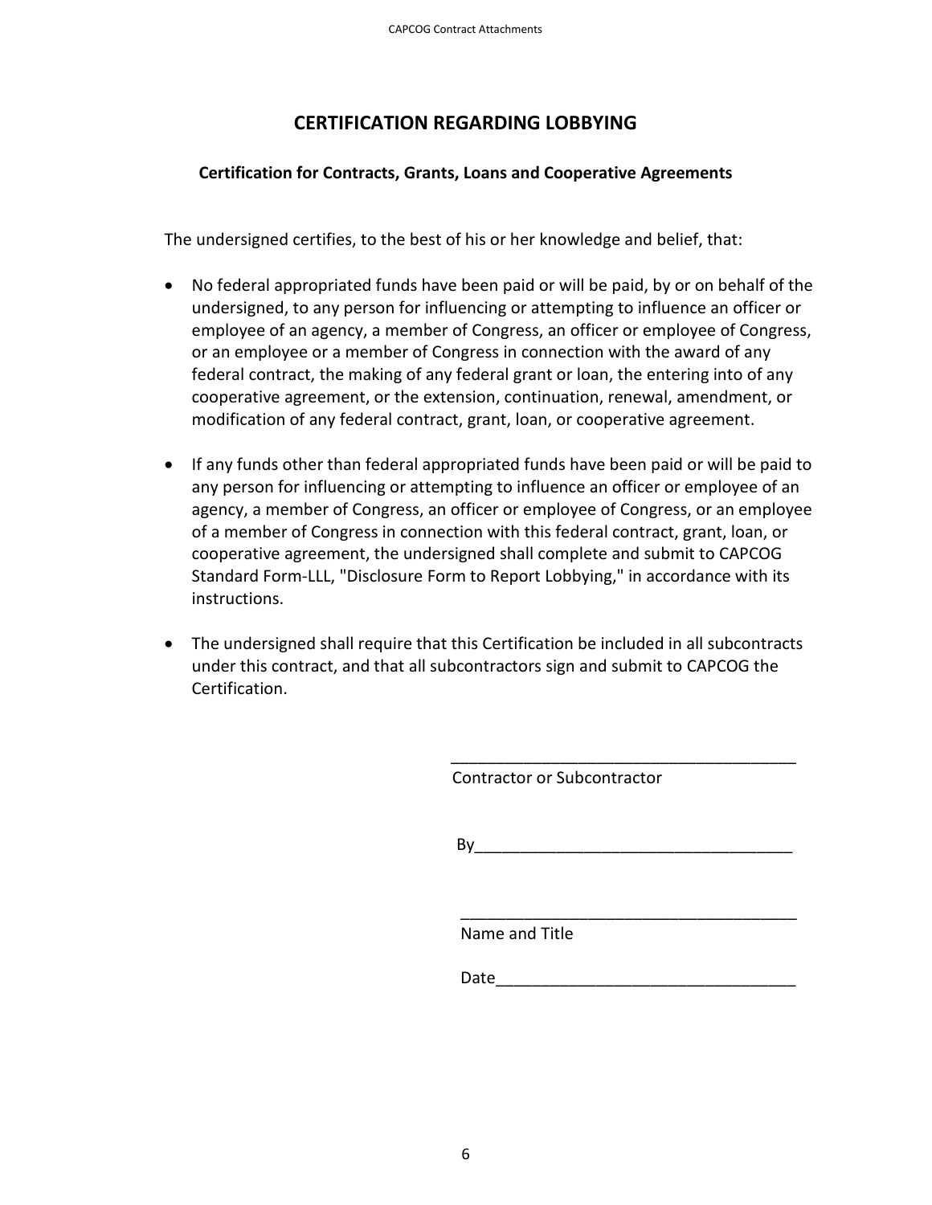# CERTIFICATION REGARDING LOBBYING

### Certification for Contracts, Grants, Loans and Cooperative Agreements

The undersigned certifies, to the best of his or her knowledge and belief, that:

- No federal appropriated funds have been paid or will be paid, by or on behalf of the undersigned, to any person for influencing or attempting to influence an officer or employee of an agency, a member of Congress, an officer or employee of Congress, or an employee or a member of Congress in connection with the award of any federal contract, the making of any federal grant or loan, the entering into of any cooperative agreement, or the extension, continuation, renewal, amendment, or modification of any federal contract, grant, loan, or cooperative agreement.

- If any funds other than federal appropriated funds have been paid or will be paid to any person for influencing or attempting to influence an officer or employee of an agency, a member of Congress, an officer or employee of Congress, or an employee of a member of Congress in connection with this federal contract, grant, loan, or cooperative agreement, the undersigned shall complete and submit to CAPCOG Standard Form-LLL, "Disclosure Form to Report Lobbying," in accordance with its instructions.

- The undersigned shall require that this Certification be included in all subcontracts under this contract, and that all subcontractors sign and submit to CAPCOG the Certification.

_______________________________________
Contractor or Subcontractor

By___________________________________

_______________________________________
Name and Title

Date_________________________________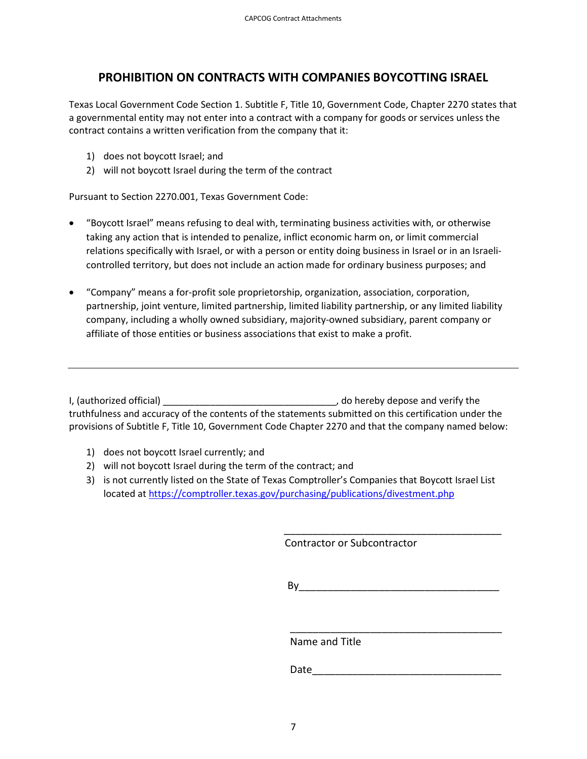## PROHIBITION ON CONTRACTS WITH COMPANIES BOYCOTTING ISRAEL

Texas Local Government Code Section 1. Subtitle F, Title 10, Government Code, Chapter 2270 states that a governmental entity may not enter into a contract with a company for goods or services unless the contract contains a written verification from the company that it:

1) does not boycott Israel; and
2) will not boycott Israel during the term of the contract

Pursuant to Section 2270.001, Texas Government Code:

- "Boycott Israel" means refusing to deal with, terminating business activities with, or otherwise taking any action that is intended to penalize, inflict economic harm on, or limit commercial relations specifically with Israel, or with a person or entity doing business in Israel or in an Israeli-controlled territory, but does not include an action made for ordinary business purposes; and

- "Company" means a for-profit sole proprietorship, organization, association, corporation, partnership, joint venture, limited partnership, limited liability partnership, or any limited liability company, including a wholly owned subsidiary, majority-owned subsidiary, parent company or affiliate of those entities or business associations that exist to make a profit.

---

I, (authorized official) _________________________________, do hereby depose and verify the truthfulness and accuracy of the contents of the statements submitted on this certification under the provisions of Subtitle F, Title 10, Government Code Chapter 2270 and that the company named below:

1) does not boycott Israel currently; and
2) will not boycott Israel during the term of the contract; and
3) is not currently listed on the State of Texas Comptroller's Companies that Boycott Israel List located at https://comptroller.texas.gov/purchasing/publications/divestment.php

_________________________________________
Contractor or Subcontractor

By___________________________________

_________________________________________
Name and Title

Date_________________________________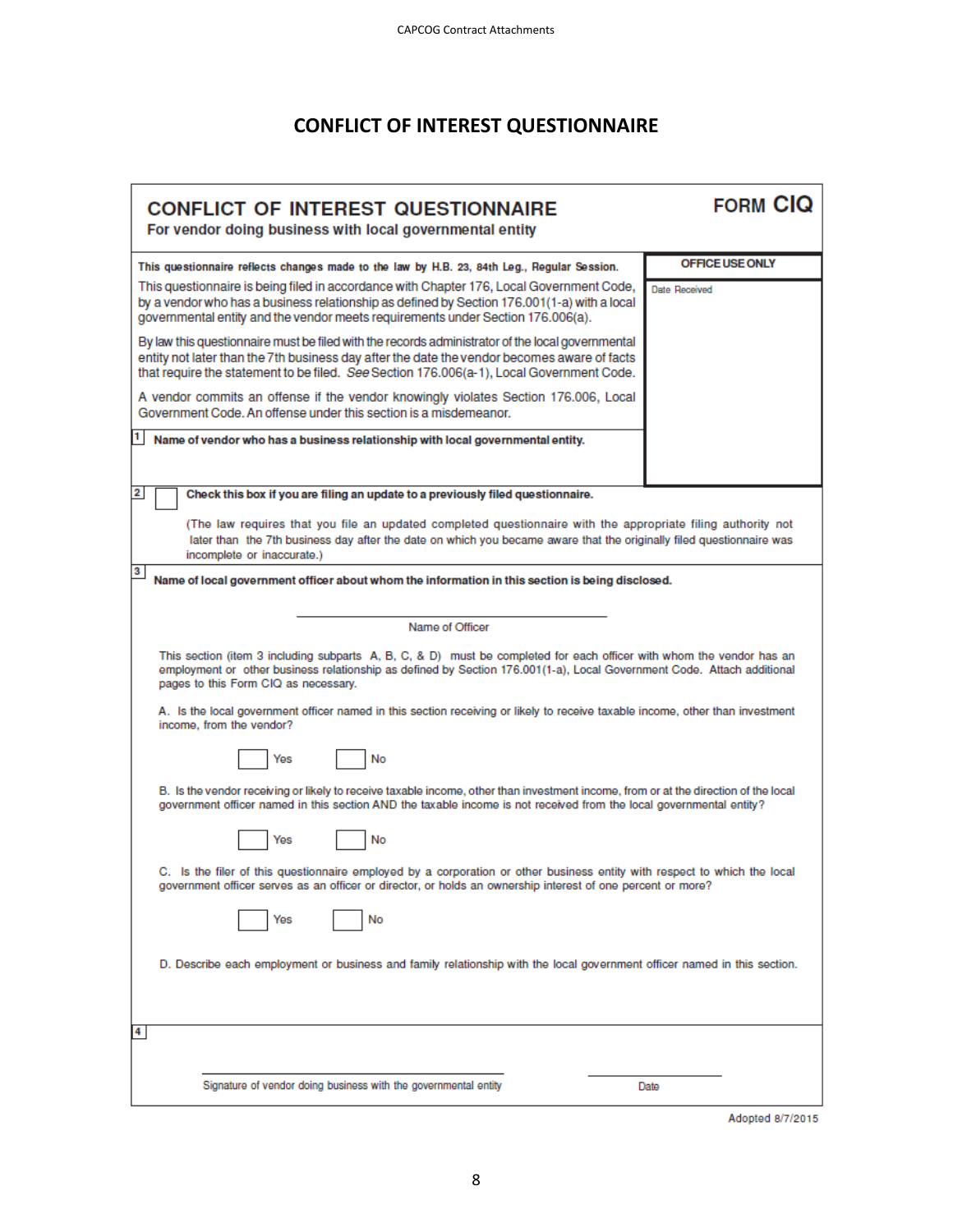# CONFLICT OF INTEREST QUESTIONNAIRE

## CONFLICT OF INTEREST QUESTIONNAIRE

**For vendor doing business with local governmental entity**

**FORM CIQ**

**This questionnaire reflects changes made to the law by H.B. 23, 84th Leg., Regular Session.**

**OFFICE USE ONLY**

Date Received

This questionnaire is being filed in accordance with Chapter 176, Local Government Code, by a vendor who has a business relationship as defined by Section 176.001(1-a) with a local governmental entity and the vendor meets requirements under Section 176.006(a).

By law this questionnaire must be filed with the records administrator of the local governmental entity not later than the 7th business day after the date the vendor becomes aware of facts that require the statement to be filed. *See* Section 176.006(a-1), Local Government Code.

A vendor commits an offense if the vendor knowingly violates Section 176.006, Local Government Code. An offense under this section is a misdemeanor.

**1** **Name of vendor who has a business relationship with local governmental entity.**

**2** ☐ **Check this box if you are filing an update to a previously filed questionnaire.**

(The law requires that you file an updated completed questionnaire with the appropriate filing authority not later than the 7th business day after the date on which you became aware that the originally filed questionnaire was incomplete or inaccurate.)

**3** **Name of local government officer about whom the information in this section is being disclosed.**

\_\_\_\_\_\_\_\_\_\_\_\_\_\_\_\_\_\_\_\_\_\_\_\_\_\_\_\_\_\_\_\_\_\_\_\_

Name of Officer

This section (item 3 including subparts A, B, C, & D) must be completed for each officer with whom the vendor has an employment or other business relationship as defined by Section 176.001(1-a), Local Government Code. Attach additional pages to this Form CIQ as necessary.

A. Is the local government officer named in this section receiving or likely to receive taxable income, other than investment income, from the vendor?

☐ Yes ☐ No

B. Is the vendor receiving or likely to receive taxable income, other than investment income, from or at the direction of the local government officer named in this section AND the taxable income is not received from the local governmental entity?

☐ Yes ☐ No

C. Is the filer of this questionnaire employed by a corporation or other business entity with respect to which the local government officer serves as an officer or director, or holds an ownership interest of one percent or more?

☐ Yes ☐ No

D. Describe each employment or business and family relationship with the local government officer named in this section.

**4**

\_\_\_\_\_\_\_\_\_\_\_\_\_\_\_\_\_\_\_\_\_\_\_\_\_\_\_\_\_\_\_\_\_\_\_\_ \_\_\_\_\_\_\_\_\_\_\_\_\_\_\_\_

Signature of vendor doing business with the governmental entity Date

Adopted 8/7/2015